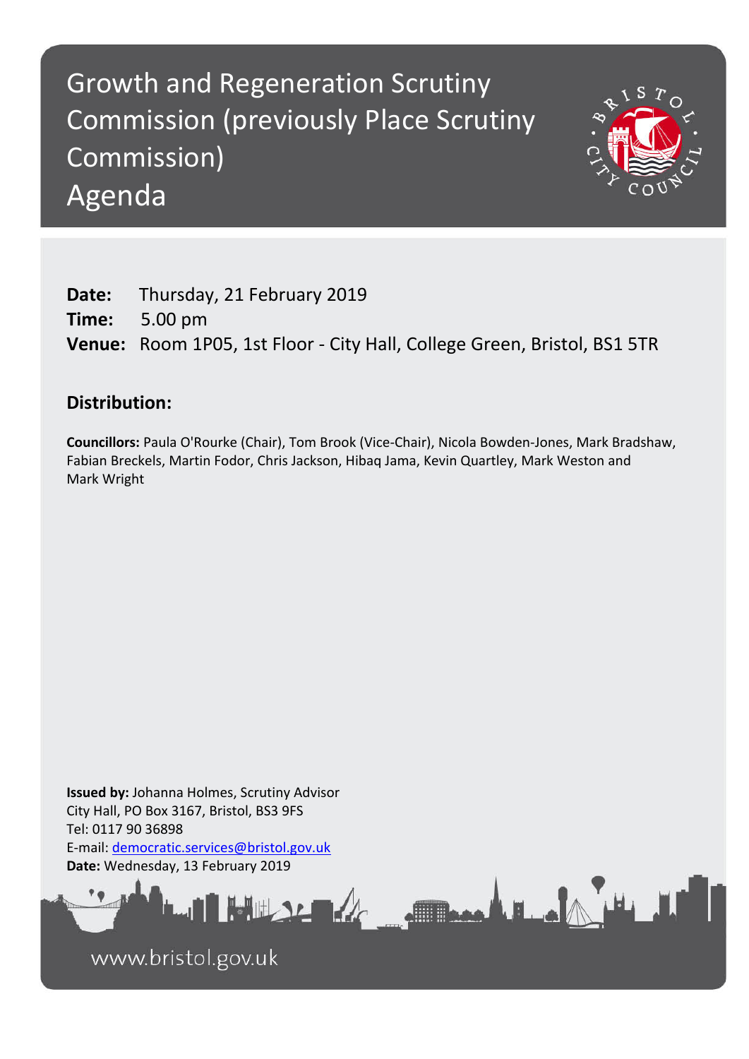# Growth and Regeneration Scrutiny Commission (previously Place Scrutiny Commission) Agenda

**Date:** Thursday, 21 February 2019

**Time:** 5.00 pm

**Venue:** Room 1P05, 1st Floor - City Hall, College Green, Bristol, BS1 5TR

## Distribution:

**Councillors:** Paula O'Rourke (Chair), Tom Brook (Vice-Chair), Nicola Bowden-Jones, Mark Bradshaw, Fabian Breckels, Martin Fodor, Chris Jackson, Hibaq Jama, Kevin Quartley, Mark Weston and Mark Wright

**Issued by:** Johanna Holmes, Scrutiny Advisor
City Hall, PO Box 3167, Bristol, BS3 9FS
Tel: 0117 90 36898
E-mail: democratic.services@bristol.gov.uk
**Date:** Wednesday, 13 February 2019

www.bristol.gov.uk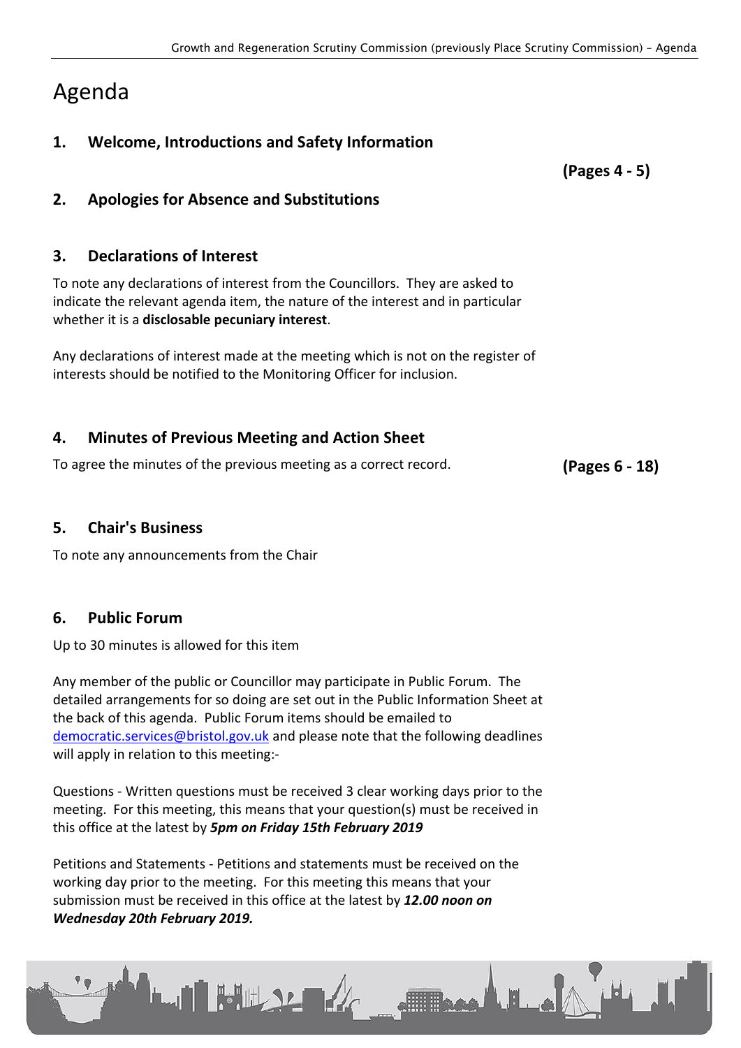# Agenda

## 1. Welcome, Introductions and Safety Information

**(Pages 4 - 5)**

## 2. Apologies for Absence and Substitutions

## 3. Declarations of Interest

To note any declarations of interest from the Councillors. They are asked to indicate the relevant agenda item, the nature of the interest and in particular whether it is a **disclosable pecuniary interest**.

Any declarations of interest made at the meeting which is not on the register of interests should be notified to the Monitoring Officer for inclusion.

## 4. Minutes of Previous Meeting and Action Sheet

To agree the minutes of the previous meeting as a correct record.

**(Pages 6 - 18)**

## 5. Chair's Business

To note any announcements from the Chair

## 6. Public Forum

Up to 30 minutes is allowed for this item

Any member of the public or Councillor may participate in Public Forum. The detailed arrangements for so doing are set out in the Public Information Sheet at the back of this agenda. Public Forum items should be emailed to democratic.services@bristol.gov.uk and please note that the following deadlines will apply in relation to this meeting:-

Questions - Written questions must be received 3 clear working days prior to the meeting. For this meeting, this means that your question(s) must be received in this office at the latest by ***5pm on Friday 15th February 2019***

Petitions and Statements - Petitions and statements must be received on the working day prior to the meeting. For this meeting this means that your submission must be received in this office at the latest by ***12.00 noon on Wednesday 20th February 2019.***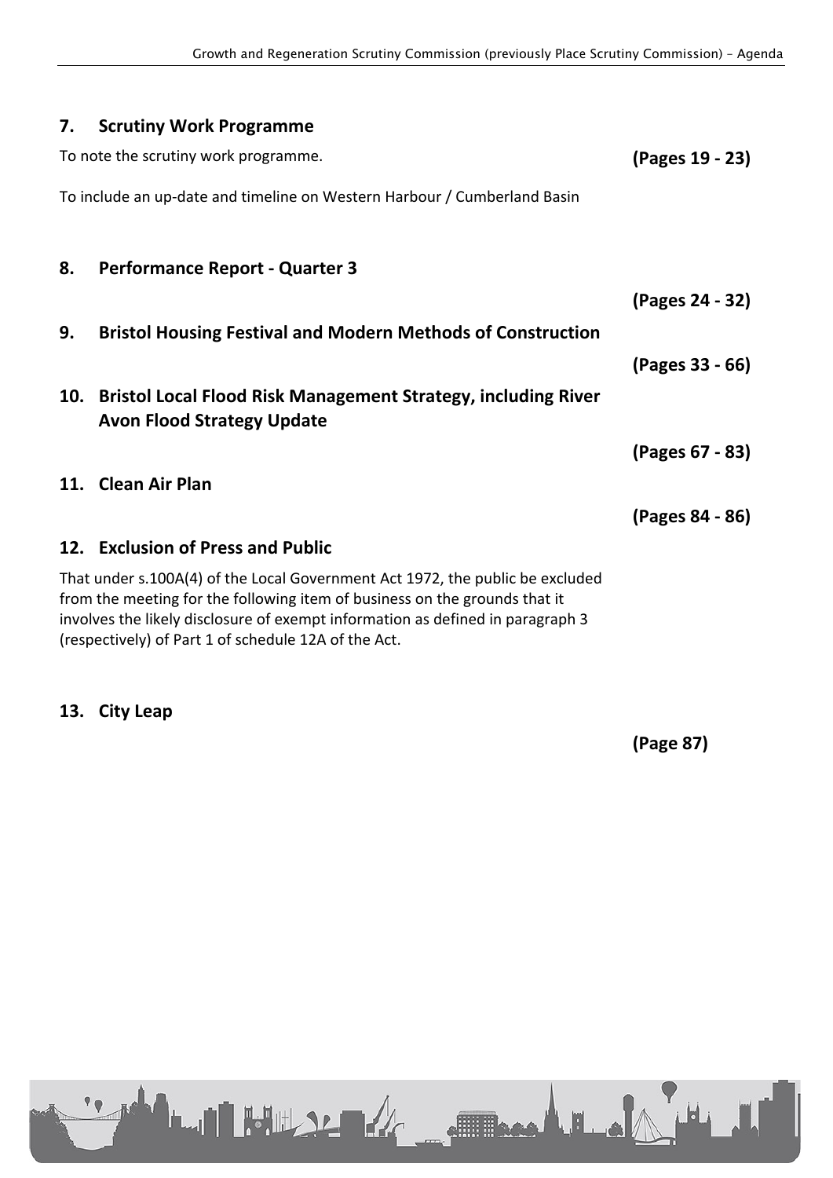## 7. Scrutiny Work Programme

To note the scrutiny work programme. **(Pages 19 - 23)**

To include an up-date and timeline on Western Harbour / Cumberland Basin

## 8. Performance Report - Quarter 3

**(Pages 24 - 32)**

## 9. Bristol Housing Festival and Modern Methods of Construction

**(Pages 33 - 66)**

## 10. Bristol Local Flood Risk Management Strategy, including River Avon Flood Strategy Update

**(Pages 67 - 83)**

## 11. Clean Air Plan

**(Pages 84 - 86)**

## 12. Exclusion of Press and Public

That under s.100A(4) of the Local Government Act 1972, the public be excluded from the meeting for the following item of business on the grounds that it involves the likely disclosure of exempt information as defined in paragraph 3 (respectively) of Part 1 of schedule 12A of the Act.

## 13. City Leap

**(Page 87)**